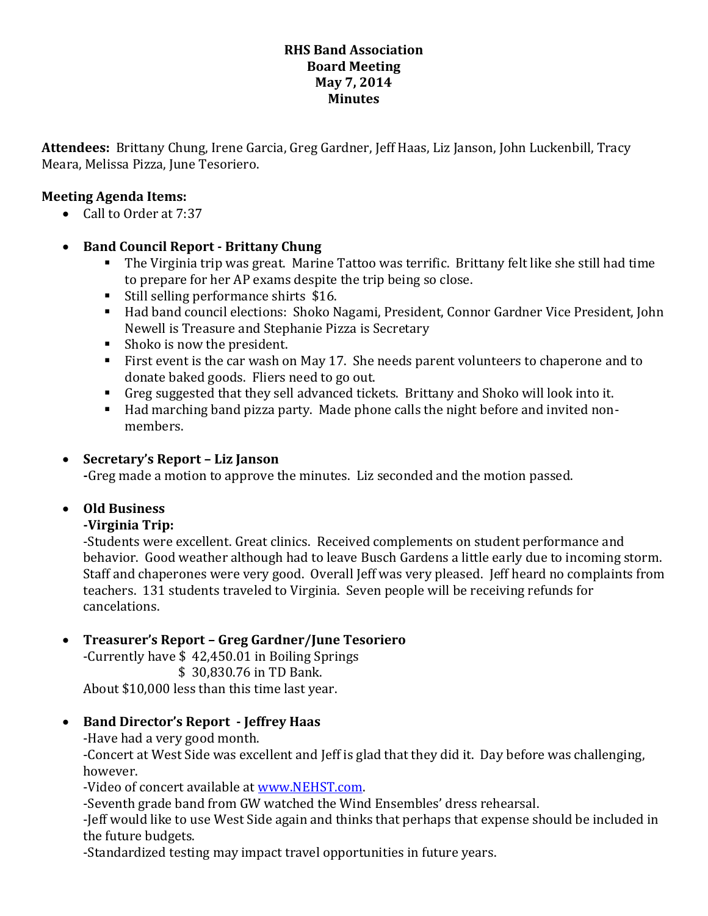**RHS Band Association**
**Board Meeting**
**May 7, 2014**
**Minutes**

**Attendees:** Brittany Chung, Irene Garcia, Greg Gardner, Jeff Haas, Liz Janson, John Luckenbill, Tracy Meara, Melissa Pizza, June Tesoriero.

**Meeting Agenda Items:**

- Call to Order at 7:37

- **Band Council Report - Brittany Chung**
  - The Virginia trip was great. Marine Tattoo was terrific. Brittany felt like she still had time to prepare for her AP exams despite the trip being so close.
  - Still selling performance shirts $16.
  - Had band council elections: Shoko Nagami, President, Connor Gardner Vice President, John Newell is Treasure and Stephanie Pizza is Secretary
  - Shoko is now the president.
  - First event is the car wash on May 17. She needs parent volunteers to chaperone and to donate baked goods. Fliers need to go out.
  - Greg suggested that they sell advanced tickets. Brittany and Shoko will look into it.
  - Had marching band pizza party. Made phone calls the night before and invited non-members.

- **Secretary's Report – Liz Janson**
  **-**Greg made a motion to approve the minutes. Liz seconded and the motion passed.

- **Old Business**
  **-Virginia Trip:**
  -Students were excellent. Great clinics. Received complements on student performance and behavior. Good weather although had to leave Busch Gardens a little early due to incoming storm. Staff and chaperones were very good. Overall Jeff was very pleased. Jeff heard no complaints from teachers. 131 students traveled to Virginia. Seven people will be receiving refunds for cancelations.

- **Treasurer's Report – Greg Gardner/June Tesoriero**
  -Currently have $ 42,450.01 in Boiling Springs
  $ 30,830.76 in TD Bank.
  About $10,000 less than this time last year.

- **Band Director's Report - Jeffrey Haas**
  -Have had a very good month.
  -Concert at West Side was excellent and Jeff is glad that they did it. Day before was challenging, however.
  -Video of concert available at www.NEHST.com.
  -Seventh grade band from GW watched the Wind Ensembles' dress rehearsal.
  -Jeff would like to use West Side again and thinks that perhaps that expense should be included in the future budgets.
  -Standardized testing may impact travel opportunities in future years.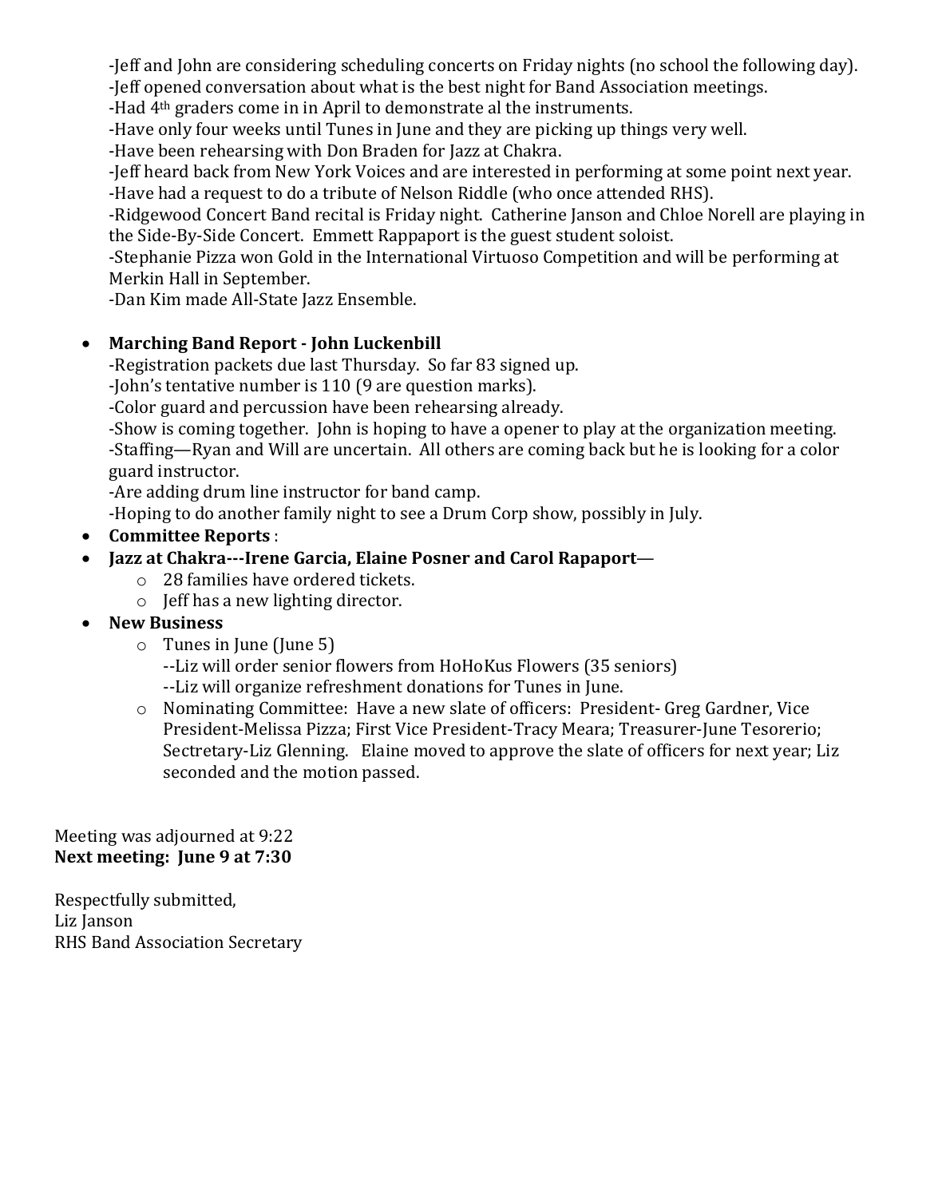-Jeff and John are considering scheduling concerts on Friday nights (no school the following day).
-Jeff opened conversation about what is the best night for Band Association meetings.
-Had 4th graders come in in April to demonstrate al the instruments.
-Have only four weeks until Tunes in June and they are picking up things very well.
-Have been rehearsing with Don Braden for Jazz at Chakra.
-Jeff heard back from New York Voices and are interested in performing at some point next year.
-Have had a request to do a tribute of Nelson Riddle (who once attended RHS).
-Ridgewood Concert Band recital is Friday night. Catherine Janson and Chloe Norell are playing in the Side-By-Side Concert. Emmett Rappaport is the guest student soloist.
-Stephanie Pizza won Gold in the International Virtuoso Competition and will be performing at Merkin Hall in September.
-Dan Kim made All-State Jazz Ensemble.

- **Marching Band Report - John Luckenbill**
  -Registration packets due last Thursday. So far 83 signed up.
  -John's tentative number is 110 (9 are question marks).
  -Color guard and percussion have been rehearsing already.
  -Show is coming together. John is hoping to have a opener to play at the organization meeting.
  -Staffing—Ryan and Will are uncertain. All others are coming back but he is looking for a color guard instructor.
  -Are adding drum line instructor for band camp.
  -Hoping to do another family night to see a Drum Corp show, possibly in July.
- **Committee Reports** :
- **Jazz at Chakra---Irene Garcia, Elaine Posner and Carol Rapaport**—
  - 28 families have ordered tickets.
  - Jeff has a new lighting director.
- **New Business**
  - Tunes in June (June 5)
    --Liz will order senior flowers from HoHoKus Flowers (35 seniors)
    --Liz will organize refreshment donations for Tunes in June.
  - Nominating Committee: Have a new slate of officers: President- Greg Gardner, Vice President-Melissa Pizza; First Vice President-Tracy Meara; Treasurer-June Tesorerio; Sectretary-Liz Glenning. Elaine moved to approve the slate of officers for next year; Liz seconded and the motion passed.

Meeting was adjourned at 9:22
**Next meeting: June 9 at 7:30**

Respectfully submitted,
Liz Janson
RHS Band Association Secretary